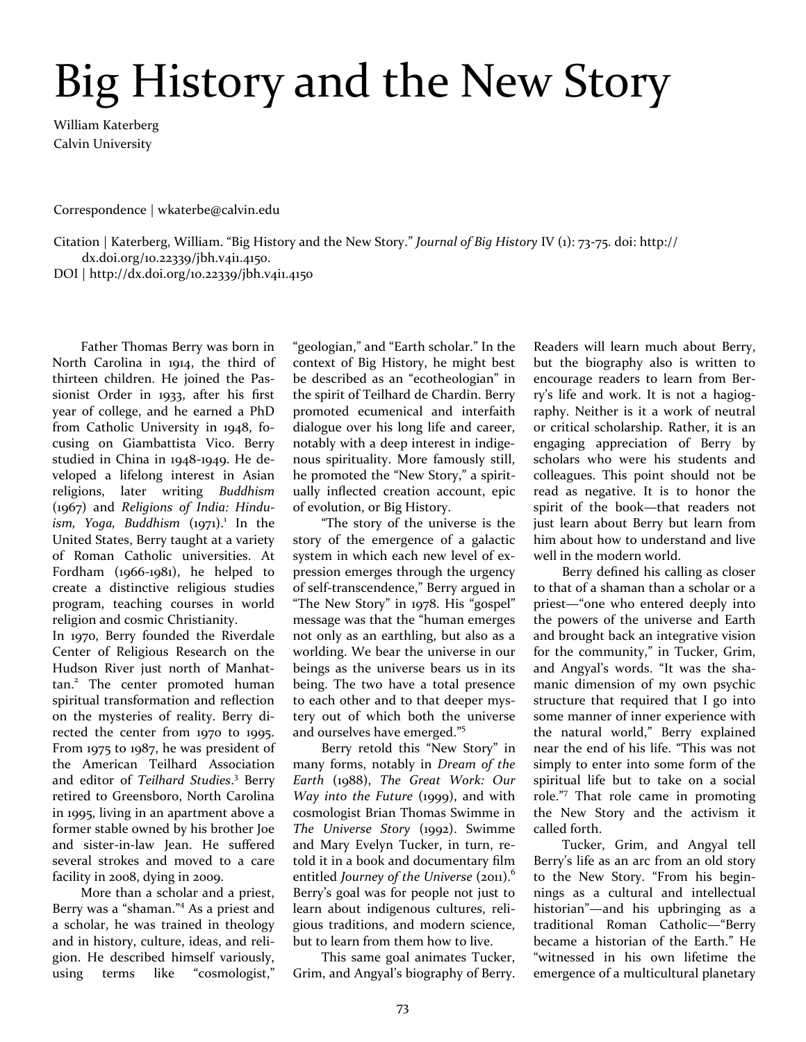# Big History and the New Story

William Katerberg
Calvin University

Correspondence | wkaterbe@calvin.edu

Citation | Katerberg, William. "Big History and the New Story." *Journal of Big History* IV (1): 73-75. doi: http://dx.doi.org/10.22339/jbh.v4i1.4150.
DOI | http://dx.doi.org/10.22339/jbh.v4i1.4150

Father Thomas Berry was born in North Carolina in 1914, the third of thirteen children. He joined the Passionist Order in 1933, after his first year of college, and he earned a PhD from Catholic University in 1948, focusing on Giambattista Vico. Berry studied in China in 1948-1949. He developed a lifelong interest in Asian religions, later writing *Buddhism* (1967) and *Religions of India: Hinduism, Yoga, Buddhism* (1971).[1] In the United States, Berry taught at a variety of Roman Catholic universities. At Fordham (1966-1981), he helped to create a distinctive religious studies program, teaching courses in world religion and cosmic Christianity.

In 1970, Berry founded the Riverdale Center of Religious Research on the Hudson River just north of Manhattan.[2] The center promoted human spiritual transformation and reflection on the mysteries of reality. Berry directed the center from 1970 to 1995. From 1975 to 1987, he was president of the American Teilhard Association and editor of *Teilhard Studies*.[3] Berry retired to Greensboro, North Carolina in 1995, living in an apartment above a former stable owned by his brother Joe and sister-in-law Jean. He suffered several strokes and moved to a care facility in 2008, dying in 2009.

More than a scholar and a priest, Berry was a "shaman."[4] As a priest and a scholar, he was trained in theology and in history, culture, ideas, and religion. He described himself variously, using terms like "cosmologist," "geologian," and "Earth scholar." In the context of Big History, he might best be described as an "ecotheologian" in the spirit of Teilhard de Chardin. Berry promoted ecumenical and interfaith dialogue over his long life and career, notably with a deep interest in indigenous spirituality. More famously still, he promoted the "New Story," a spiritually inflected creation account, epic of evolution, or Big History.

"The story of the universe is the story of the emergence of a galactic system in which each new level of expression emerges through the urgency of self-transcendence," Berry argued in "The New Story" in 1978. His "gospel" message was that the "human emerges not only as an earthling, but also as a worlding. We bear the universe in our beings as the universe bears us in its being. The two have a total presence to each other and to that deeper mystery out of which both the universe and ourselves have emerged."[5]

Berry retold this "New Story" in many forms, notably in *Dream of the Earth* (1988), *The Great Work: Our Way into the Future* (1999), and with cosmologist Brian Thomas Swimme in *The Universe Story* (1992). Swimme and Mary Evelyn Tucker, in turn, retold it in a book and documentary film entitled *Journey of the Universe* (2011).[6] Berry's goal was for people not just to learn about indigenous cultures, religious traditions, and modern science, but to learn from them how to live.

This same goal animates Tucker, Grim, and Angyal's biography of Berry. Readers will learn much about Berry, but the biography also is written to encourage readers to learn from Berry's life and work. It is not a hagiography. Neither is it a work of neutral or critical scholarship. Rather, it is an engaging appreciation of Berry by scholars who were his students and colleagues. This point should not be read as negative. It is to honor the spirit of the book—that readers not just learn about Berry but learn from him about how to understand and live well in the modern world.

Berry defined his calling as closer to that of a shaman than a scholar or a priest—"one who entered deeply into the powers of the universe and Earth and brought back an integrative vision for the community," in Tucker, Grim, and Angyal's words. "It was the shamanic dimension of my own psychic structure that required that I go into some manner of inner experience with the natural world," Berry explained near the end of his life. "This was not simply to enter into some form of the spiritual life but to take on a social role."[7] That role came in promoting the New Story and the activism it called forth.

Tucker, Grim, and Angyal tell Berry's life as an arc from an old story to the New Story. "From his beginnings as a cultural and intellectual historian"—and his upbringing as a traditional Roman Catholic—"Berry became a historian of the Earth." He "witnessed in his own lifetime the emergence of a multicultural planetary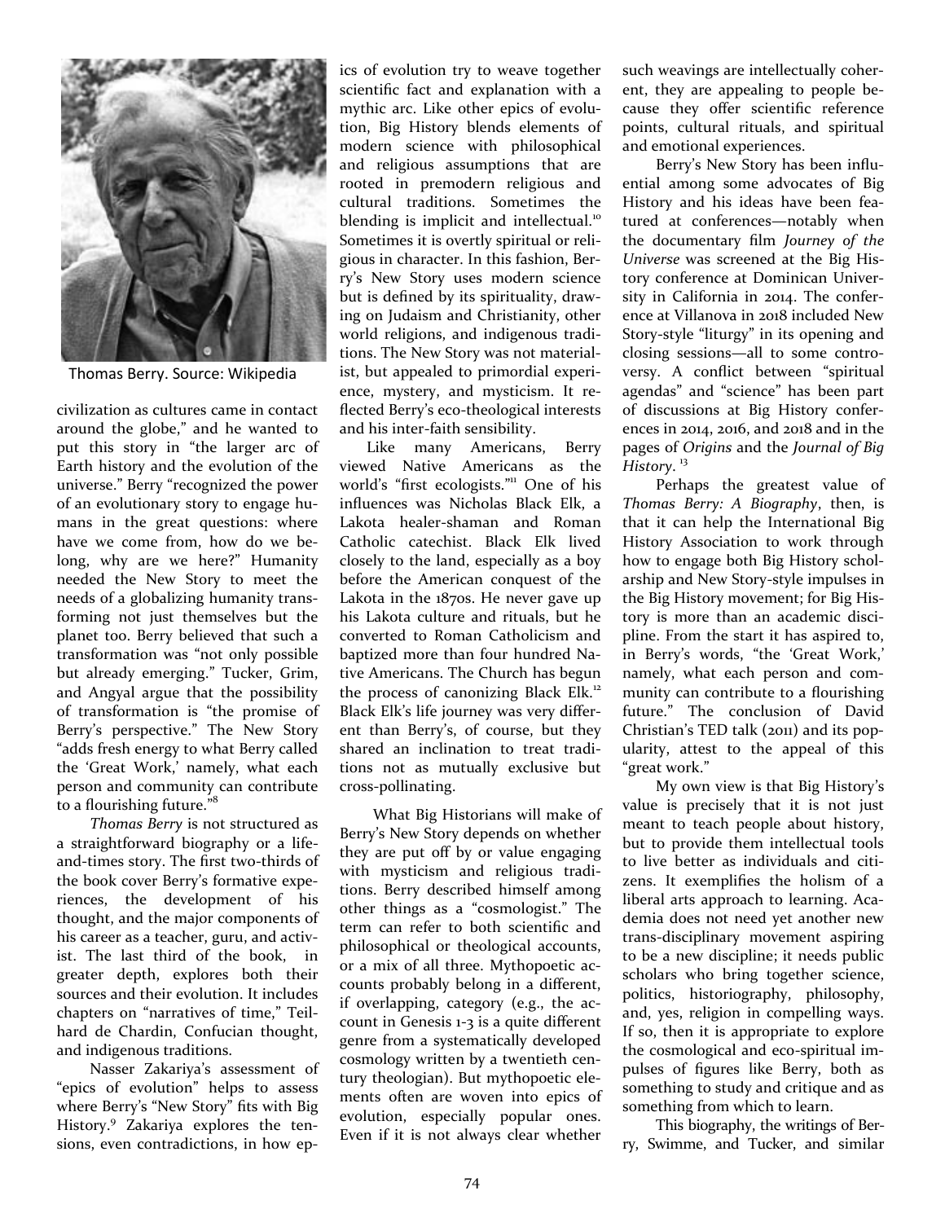Thomas Berry. Source: Wikipedia

civilization as cultures came in contact around the globe," and he wanted to put this story in "the larger arc of Earth history and the evolution of the universe." Berry "recognized the power of an evolutionary story to engage humans in the great questions: where have we come from, how do we belong, why are we here?" Humanity needed the New Story to meet the needs of a globalizing humanity transforming not just themselves but the planet too. Berry believed that such a transformation was "not only possible but already emerging." Tucker, Grim, and Angyal argue that the possibility of transformation is "the promise of Berry's perspective." The New Story "adds fresh energy to what Berry called the 'Great Work,' namely, what each person and community can contribute to a flourishing future."[8]

*Thomas Berry* is not structured as a straightforward biography or a life-and-times story. The first two-thirds of the book cover Berry's formative experiences, the development of his thought, and the major components of his career as a teacher, guru, and activist. The last third of the book, in greater depth, explores both their sources and their evolution. It includes chapters on "narratives of time," Teilhard de Chardin, Confucian thought, and indigenous traditions.

Nasser Zakariya's assessment of "epics of evolution" helps to assess where Berry's "New Story" fits with Big History.[9] Zakariya explores the tensions, even contradictions, in how epics of evolution try to weave together scientific fact and explanation with a mythic arc. Like other epics of evolution, Big History blends elements of modern science with philosophical and religious assumptions that are rooted in premodern religious and cultural traditions. Sometimes the blending is implicit and intellectual.[10] Sometimes it is overtly spiritual or religious in character. In this fashion, Berry's New Story uses modern science but is defined by its spirituality, drawing on Judaism and Christianity, other world religions, and indigenous traditions. The New Story was not materialist, but appealed to primordial experience, mystery, and mysticism. It reflected Berry's eco-theological interests and his inter-faith sensibility.

Like many Americans, Berry viewed Native Americans as the world's "first ecologists."[11] One of his influences was Nicholas Black Elk, a Lakota healer-shaman and Roman Catholic catechist. Black Elk lived closely to the land, especially as a boy before the American conquest of the Lakota in the 1870s. He never gave up his Lakota culture and rituals, but he converted to Roman Catholicism and baptized more than four hundred Native Americans. The Church has begun the process of canonizing Black Elk.[12] Black Elk's life journey was very different than Berry's, of course, but they shared an inclination to treat traditions not as mutually exclusive but cross-pollinating.

What Big Historians will make of Berry's New Story depends on whether they are put off by or value engaging with mysticism and religious traditions. Berry described himself among other things as a "cosmologist." The term can refer to both scientific and philosophical or theological accounts, or a mix of all three. Mythopoetic accounts probably belong in a different, if overlapping, category (e.g., the account in Genesis 1-3 is a quite different genre from a systematically developed cosmology written by a twentieth century theologian). But mythopoetic elements often are woven into epics of evolution, especially popular ones. Even if it is not always clear whether such weavings are intellectually coherent, they are appealing to people because they offer scientific reference points, cultural rituals, and spiritual and emotional experiences.

Berry's New Story has been influential among some advocates of Big History and his ideas have been featured at conferences—notably when the documentary film *Journey of the Universe* was screened at the Big History conference at Dominican University in California in 2014. The conference at Villanova in 2018 included New Story-style "liturgy" in its opening and closing sessions—all to some controversy. A conflict between "spiritual agendas" and "science" has been part of discussions at Big History conferences in 2014, 2016, and 2018 and in the pages of *Origins* and the *Journal of Big History*.[13]

Perhaps the greatest value of *Thomas Berry: A Biography*, then, is that it can help the International Big History Association to work through how to engage both Big History scholarship and New Story-style impulses in the Big History movement; for Big History is more than an academic discipline. From the start it has aspired to, in Berry's words, "the 'Great Work,' namely, what each person and community can contribute to a flourishing future." The conclusion of David Christian's TED talk (2011) and its popularity, attest to the appeal of this "great work."

My own view is that Big History's value is precisely that it is not just meant to teach people about history, but to provide them intellectual tools to live better as individuals and citizens. It exemplifies the holism of a liberal arts approach to learning. Academia does not need yet another new trans-disciplinary movement aspiring to be a new discipline; it needs public scholars who bring together science, politics, historiography, philosophy, and, yes, religion in compelling ways. If so, then it is appropriate to explore the cosmological and eco-spiritual impulses of figures like Berry, both as something to study and critique and as something from which to learn.

This biography, the writings of Berry, Swimme, and Tucker, and similar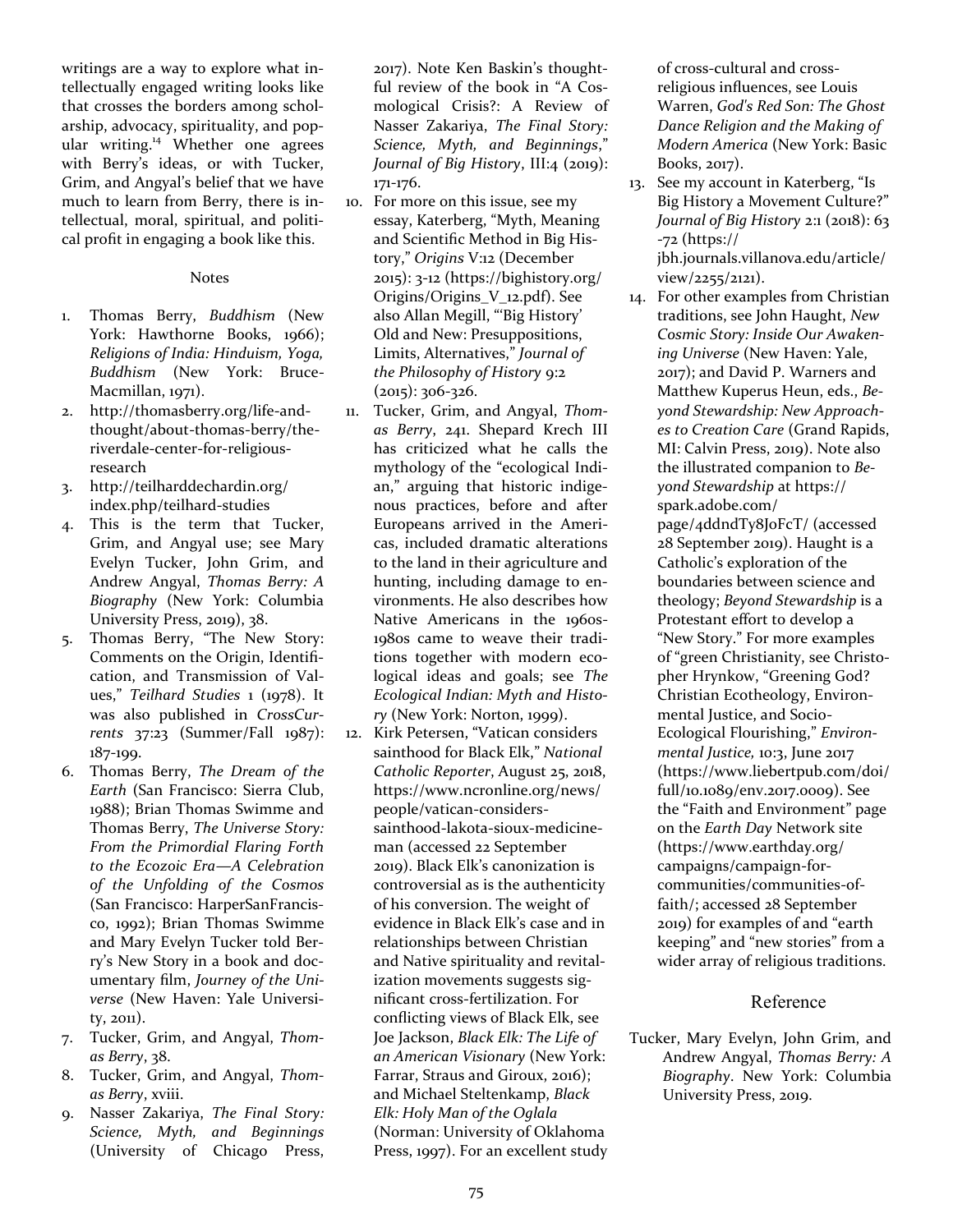writings are a way to explore what intellectually engaged writing looks like that crosses the borders among scholarship, advocacy, spirituality, and popular writing.[14] Whether one agrees with Berry's ideas, or with Tucker, Grim, and Angyal's belief that we have much to learn from Berry, there is intellectual, moral, spiritual, and political profit in engaging a book like this.

## Notes

1. Thomas Berry, *Buddhism* (New York: Hawthorne Books, 1966); *Religions of India: Hinduism, Yoga, Buddhism* (New York: Bruce-Macmillan, 1971).
2. http://thomasberry.org/life-and-thought/about-thomas-berry/the-riverdale-center-for-religious-research
3. http://teilharddechardin.org/index.php/teilhard-studies
4. This is the term that Tucker, Grim, and Angyal use; see Mary Evelyn Tucker, John Grim, and Andrew Angyal, *Thomas Berry: A Biography* (New York: Columbia University Press, 2019), 38.
5. Thomas Berry, "The New Story: Comments on the Origin, Identification, and Transmission of Values," *Teilhard Studies* 1 (1978). It was also published in *CrossCurrents* 37:23 (Summer/Fall 1987): 187-199.
6. Thomas Berry, *The Dream of the Earth* (San Francisco: Sierra Club, 1988); Brian Thomas Swimme and Thomas Berry, *The Universe Story: From the Primordial Flaring Forth to the Ecozoic Era—A Celebration of the Unfolding of the Cosmos* (San Francisco: HarperSanFrancisco, 1992); Brian Thomas Swimme and Mary Evelyn Tucker told Berry's New Story in a book and documentary film, *Journey of the Universe* (New Haven: Yale University, 2011).
7. Tucker, Grim, and Angyal, *Thomas Berry*, 38.
8. Tucker, Grim, and Angyal, *Thomas Berry*, xviii.
9. Nasser Zakariya, *The Final Story: Science, Myth, and Beginnings* (University of Chicago Press, 2017). Note Ken Baskin's thoughtful review of the book in "A Cosmological Crisis?: A Review of Nasser Zakariya, *The Final Story: Science, Myth, and Beginnings*," *Journal of Big History*, III:4 (2019): 171-176.
10. For more on this issue, see my essay, Katerberg, "Myth, Meaning and Scientific Method in Big History," *Origins* V:12 (December 2015): 3-12 (https://bighistory.org/Origins/Origins_V_12.pdf). See also Allan Megill, "'Big History' Old and New: Presuppositions, Limits, Alternatives," *Journal of the Philosophy of History* 9:2 (2015): 306-326.
11. Tucker, Grim, and Angyal, *Thomas Berry*, 241. Shepard Krech III has criticized what he calls the mythology of the "ecological Indian," arguing that historic indigenous practices, before and after Europeans arrived in the Americas, included dramatic alterations to the land in their agriculture and hunting, including damage to environments. He also describes how Native Americans in the 1960s-1980s came to weave their traditions together with modern ecological ideas and goals; see *The Ecological Indian: Myth and History* (New York: Norton, 1999).
12. Kirk Petersen, "Vatican considers sainthood for Black Elk," *National Catholic Reporter*, August 25, 2018, https://www.ncronline.org/news/people/vatican-considers-sainthood-lakota-sioux-medicine-man (accessed 22 September 2019). Black Elk's canonization is controversial as is the authenticity of his conversion. The weight of evidence in Black Elk's case and in relationships between Christian and Native spirituality and revitalization movements suggests significant cross-fertilization. For conflicting views of Black Elk, see Joe Jackson, *Black Elk: The Life of an American Visionary* (New York: Farrar, Straus and Giroux, 2016); and Michael Steltenkamp, *Black Elk: Holy Man of the Oglala* (Norman: University of Oklahoma Press, 1997). For an excellent study of cross-cultural and cross-religious influences, see Louis Warren, *God's Red Son: The Ghost Dance Religion and the Making of Modern America* (New York: Basic Books, 2017).
13. See my account in Katerberg, "Is Big History a Movement Culture?" *Journal of Big History* 2:1 (2018): 63-72 (https://jbh.journals.villanova.edu/article/view/2255/2121).
14. For other examples from Christian traditions, see John Haught, *New Cosmic Story: Inside Our Awakening Universe* (New Haven: Yale, 2017); and David P. Warners and Matthew Kuperus Heun, eds., *Beyond Stewardship: New Approaches to Creation Care* (Grand Rapids, MI: Calvin Press, 2019). Note also the illustrated companion to *Beyond Stewardship* at https://spark.adobe.com/page/4ddndTy8JoFcT/ (accessed 28 September 2019). Haught is a Catholic's exploration of the boundaries between science and theology; *Beyond Stewardship* is a Protestant effort to develop a "New Story." For more examples of "green Christianity, see Christopher Hrynkow, "Greening God? Christian Ecotheology, Environmental Justice, and Socio-Ecological Flourishing," *Environmental Justice,* 10:3, June 2017 (https://www.liebertpub.com/doi/full/10.1089/env.2017.0009). See the "Faith and Environment" page on the *Earth Day* Network site (https://www.earthday.org/campaigns/campaign-for-communities/communities-of-faith/; accessed 28 September 2019) for examples of and "earth keeping" and "new stories" from a wider array of religious traditions.

## Reference

Tucker, Mary Evelyn, John Grim, and Andrew Angyal, *Thomas Berry: A Biography*. New York: Columbia University Press, 2019.